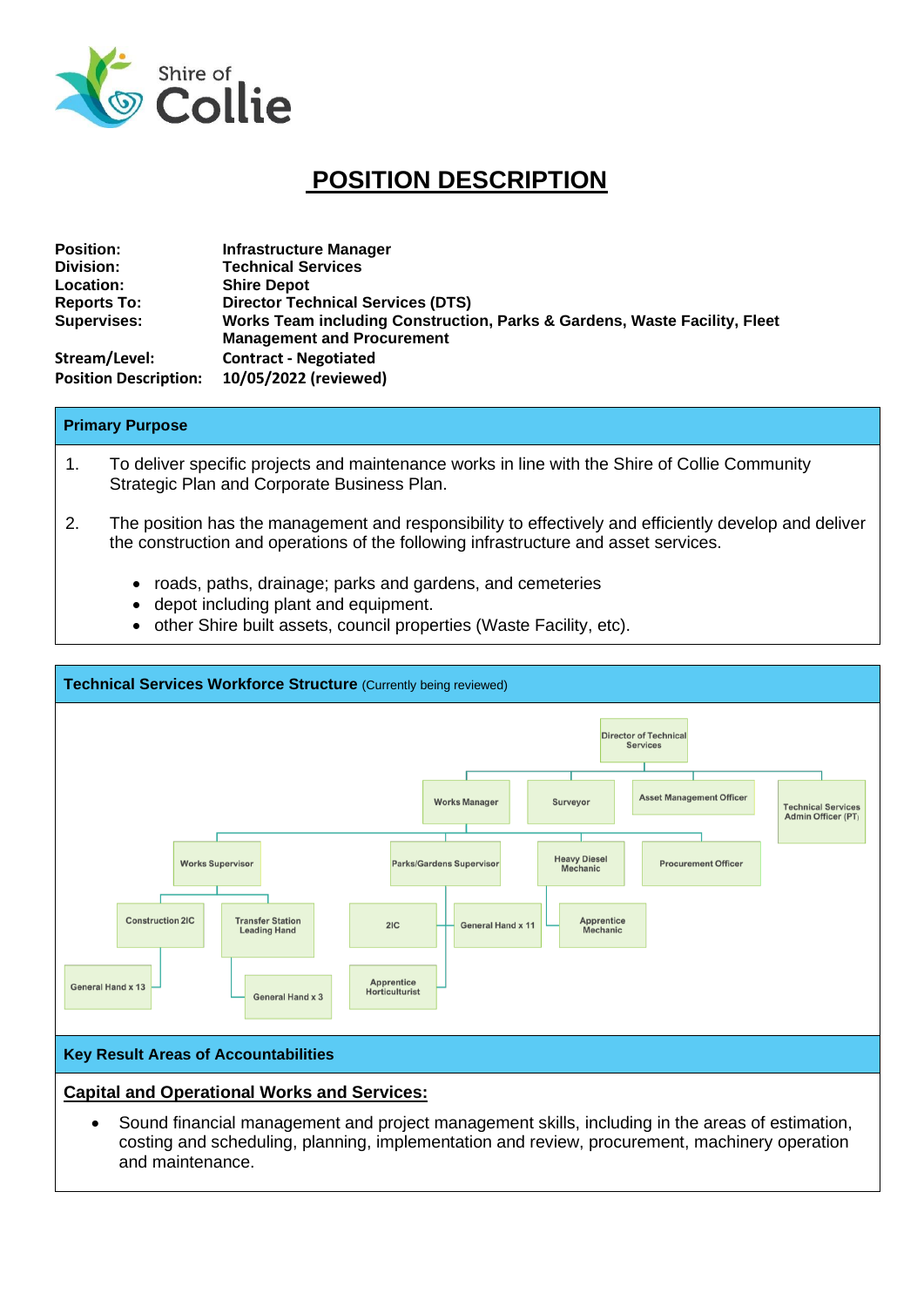# POSITION DESCRIPTION

**Position:** Infrastructure Manager
**Division:** Technical Services
**Location:** Shire Depot
**Reports To:** Director Technical Services (DTS)
**Supervises:** Works Team including Construction, Parks & Gardens, Waste Facility, Fleet Management and Procurement
**Stream/Level:** Contract - Negotiated
**Position Description:** 10/05/2022 (reviewed)

## Primary Purpose

1. To deliver specific projects and maintenance works in line with the Shire of Collie Community Strategic Plan and Corporate Business Plan.
2. The position has the management and responsibility to effectively and efficiently develop and deliver the construction and operations of the following infrastructure and asset services.
   - roads, paths, drainage; parks and gardens, and cemeteries
   - depot including plant and equipment.
   - other Shire built assets, council properties (Waste Facility, etc).

## Technical Services Workforce Structure (Currently being reviewed)

- Director of Technical Services
  - Works Manager
    - Works Supervisor
      - Construction 2IC
        - General Hand x 13
      - Transfer Station Leading Hand
        - General Hand x 3
    - Parks/Gardens Supervisor
      - 2IC
      - General Hand x 11
      - Apprentice Horticulturist
    - Heavy Diesel Mechanic
      - Apprentice Mechanic
    - Procurement Officer
  - Surveyor
  - Asset Management Officer
  - Technical Services Admin Officer (PT)

## Key Result Areas of Accountabilities

### Capital and Operational Works and Services:

- Sound financial management and project management skills, including in the areas of estimation, costing and scheduling, planning, implementation and review, procurement, machinery operation and maintenance.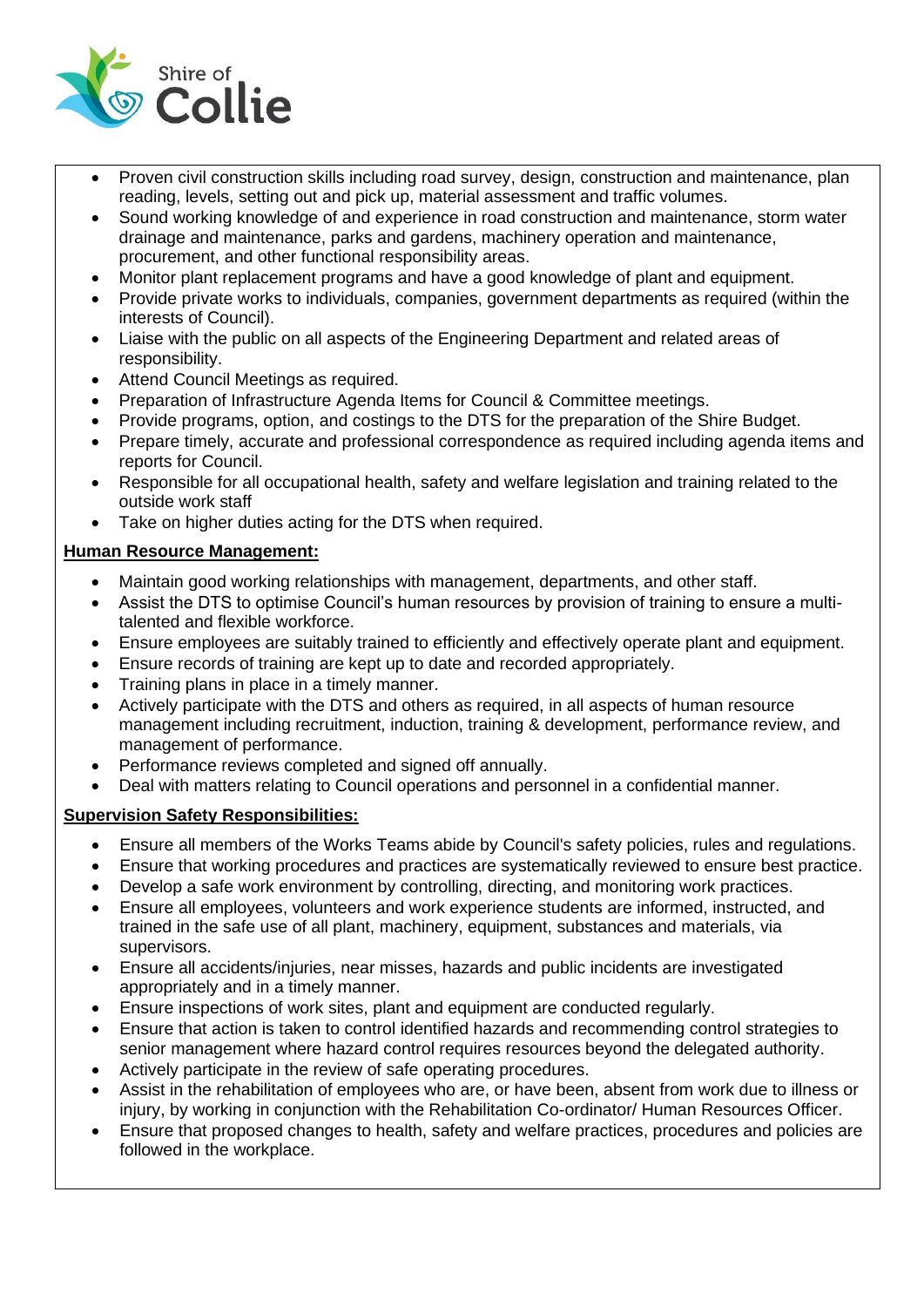- Proven civil construction skills including road survey, design, construction and maintenance, plan reading, levels, setting out and pick up, material assessment and traffic volumes.
- Sound working knowledge of and experience in road construction and maintenance, storm water drainage and maintenance, parks and gardens, machinery operation and maintenance, procurement, and other functional responsibility areas.
- Monitor plant replacement programs and have a good knowledge of plant and equipment.
- Provide private works to individuals, companies, government departments as required (within the interests of Council).
- Liaise with the public on all aspects of the Engineering Department and related areas of responsibility.
- Attend Council Meetings as required.
- Preparation of Infrastructure Agenda Items for Council & Committee meetings.
- Provide programs, option, and costings to the DTS for the preparation of the Shire Budget.
- Prepare timely, accurate and professional correspondence as required including agenda items and reports for Council.
- Responsible for all occupational health, safety and welfare legislation and training related to the outside work staff
- Take on higher duties acting for the DTS when required.

**Human Resource Management:**

- Maintain good working relationships with management, departments, and other staff.
- Assist the DTS to optimise Council's human resources by provision of training to ensure a multi-talented and flexible workforce.
- Ensure employees are suitably trained to efficiently and effectively operate plant and equipment.
- Ensure records of training are kept up to date and recorded appropriately.
- Training plans in place in a timely manner.
- Actively participate with the DTS and others as required, in all aspects of human resource management including recruitment, induction, training & development, performance review, and management of performance.
- Performance reviews completed and signed off annually.
- Deal with matters relating to Council operations and personnel in a confidential manner.

**Supervision Safety Responsibilities:**

- Ensure all members of the Works Teams abide by Council's safety policies, rules and regulations.
- Ensure that working procedures and practices are systematically reviewed to ensure best practice.
- Develop a safe work environment by controlling, directing, and monitoring work practices.
- Ensure all employees, volunteers and work experience students are informed, instructed, and trained in the safe use of all plant, machinery, equipment, substances and materials, via supervisors.
- Ensure all accidents/injuries, near misses, hazards and public incidents are investigated appropriately and in a timely manner.
- Ensure inspections of work sites, plant and equipment are conducted regularly.
- Ensure that action is taken to control identified hazards and recommending control strategies to senior management where hazard control requires resources beyond the delegated authority.
- Actively participate in the review of safe operating procedures.
- Assist in the rehabilitation of employees who are, or have been, absent from work due to illness or injury, by working in conjunction with the Rehabilitation Co-ordinator/ Human Resources Officer.
- Ensure that proposed changes to health, safety and welfare practices, procedures and policies are followed in the workplace.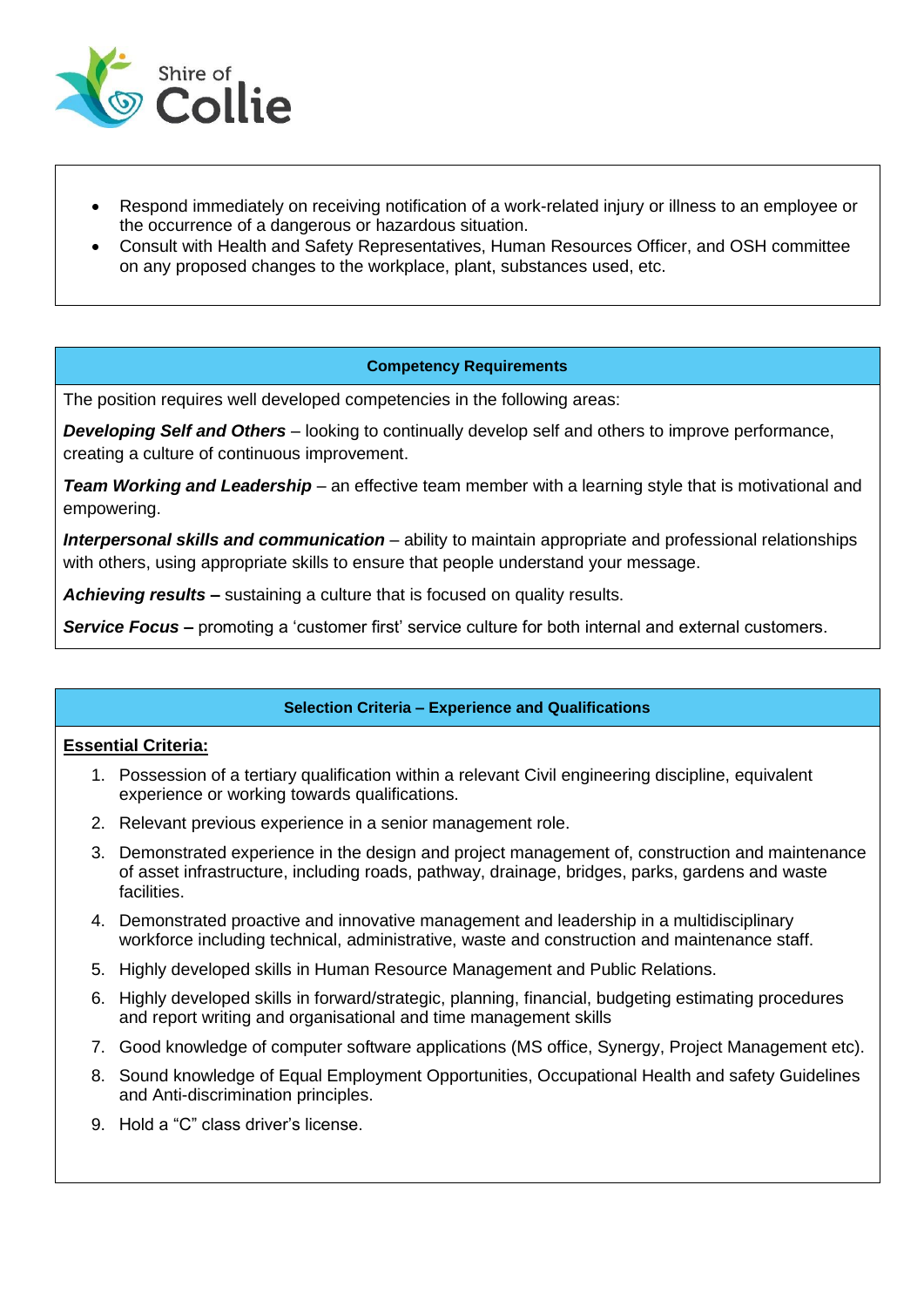- Respond immediately on receiving notification of a work-related injury or illness to an employee or the occurrence of a dangerous or hazardous situation.
- Consult with Health and Safety Representatives, Human Resources Officer, and OSH committee on any proposed changes to the workplace, plant, substances used, etc.

## Competency Requirements

The position requires well developed competencies in the following areas:

***Developing Self and Others*** – looking to continually develop self and others to improve performance, creating a culture of continuous improvement.

***Team Working and Leadership*** – an effective team member with a learning style that is motivational and empowering.

***Interpersonal skills and communication*** – ability to maintain appropriate and professional relationships with others, using appropriate skills to ensure that people understand your message.

***Achieving results –*** sustaining a culture that is focused on quality results.

***Service Focus –*** promoting a 'customer first' service culture for both internal and external customers.

## Selection Criteria – Experience and Qualifications

**Essential Criteria:**

1. Possession of a tertiary qualification within a relevant Civil engineering discipline, equivalent experience or working towards qualifications.
2. Relevant previous experience in a senior management role.
3. Demonstrated experience in the design and project management of, construction and maintenance of asset infrastructure, including roads, pathway, drainage, bridges, parks, gardens and waste facilities.
4. Demonstrated proactive and innovative management and leadership in a multidisciplinary workforce including technical, administrative, waste and construction and maintenance staff.
5. Highly developed skills in Human Resource Management and Public Relations.
6. Highly developed skills in forward/strategic, planning, financial, budgeting estimating procedures and report writing and organisational and time management skills
7. Good knowledge of computer software applications (MS office, Synergy, Project Management etc).
8. Sound knowledge of Equal Employment Opportunities, Occupational Health and safety Guidelines and Anti-discrimination principles.
9. Hold a "C" class driver's license.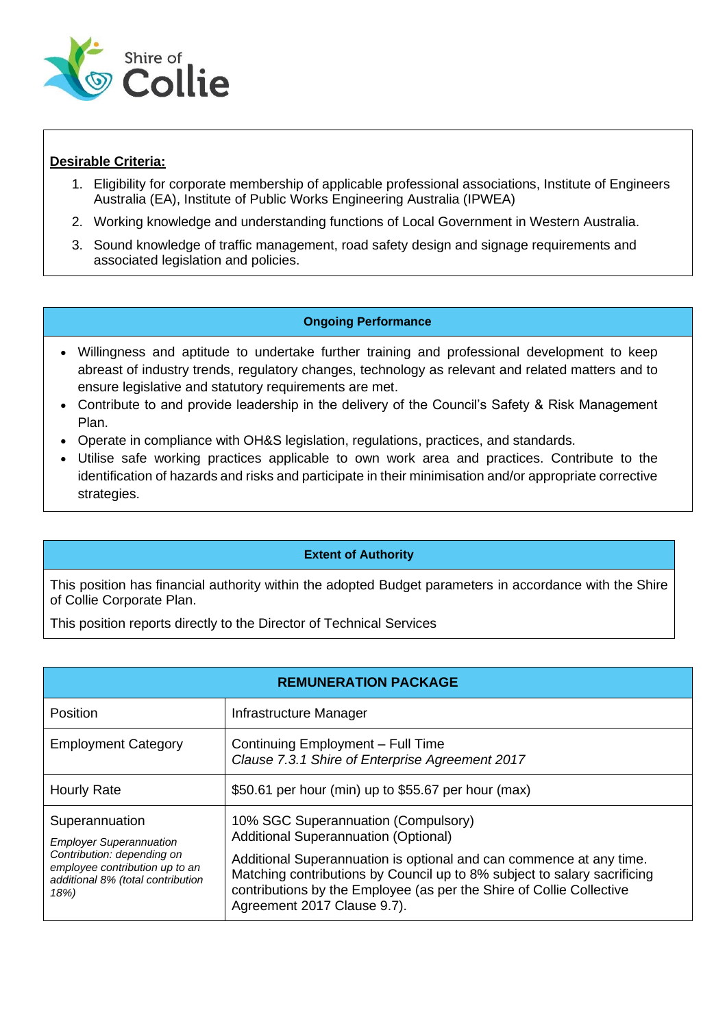Shire of Collie

**Desirable Criteria:**

1. Eligibility for corporate membership of applicable professional associations, Institute of Engineers Australia (EA), Institute of Public Works Engineering Australia (IPWEA)
2. Working knowledge and understanding functions of Local Government in Western Australia.
3. Sound knowledge of traffic management, road safety design and signage requirements and associated legislation and policies.

**Ongoing Performance**

- Willingness and aptitude to undertake further training and professional development to keep abreast of industry trends, regulatory changes, technology as relevant and related matters and to ensure legislative and statutory requirements are met.
- Contribute to and provide leadership in the delivery of the Council's Safety & Risk Management Plan.
- Operate in compliance with OH&S legislation, regulations, practices, and standards.
- Utilise safe working practices applicable to own work area and practices. Contribute to the identification of hazards and risks and participate in their minimisation and/or appropriate corrective strategies.

**Extent of Authority**

This position has financial authority within the adopted Budget parameters in accordance with the Shire of Collie Corporate Plan.

This position reports directly to the Director of Technical Services

| **REMUNERATION PACKAGE** | |
|---|---|
| Position | Infrastructure Manager |
| Employment Category | Continuing Employment – Full Time<br>*Clause 7.3.1 Shire of Enterprise Agreement 2017* |
| Hourly Rate | $50.61 per hour (min) up to $55.67 per hour (max) |
| Superannuation<br>*Employer Superannuation Contribution: depending on employee contribution up to an additional 8% (total contribution 18%)* | 10% SGC Superannuation (Compulsory)<br>Additional Superannuation (Optional)<br>Additional Superannuation is optional and can commence at any time. Matching contributions by Council up to 8% subject to salary sacrificing contributions by the Employee (as per the Shire of Collie Collective Agreement 2017 Clause 9.7). |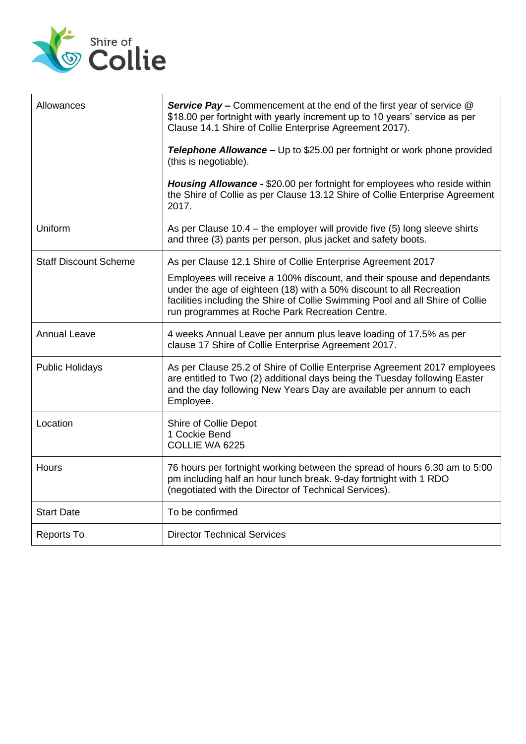| | |
|---|---|
| Allowances | ***Service Pay –*** Commencement at the end of the first year of service @ $18.00 per fortnight with yearly increment up to 10 years' service as per Clause 14.1 Shire of Collie Enterprise Agreement 2017).<br><br>***Telephone Allowance –*** Up to $25.00 per fortnight or work phone provided (this is negotiable).<br><br>***Housing Allowance -*** $20.00 per fortnight for employees who reside within the Shire of Collie as per Clause 13.12 Shire of Collie Enterprise Agreement 2017. |
| Uniform | As per Clause 10.4 – the employer will provide five (5) long sleeve shirts and three (3) pants per person, plus jacket and safety boots. |
| Staff Discount Scheme | As per Clause 12.1 Shire of Collie Enterprise Agreement 2017<br><br>Employees will receive a 100% discount, and their spouse and dependants under the age of eighteen (18) with a 50% discount to all Recreation facilities including the Shire of Collie Swimming Pool and all Shire of Collie run programmes at Roche Park Recreation Centre. |
| Annual Leave | 4 weeks Annual Leave per annum plus leave loading of 17.5% as per clause 17 Shire of Collie Enterprise Agreement 2017. |
| Public Holidays | As per Clause 25.2 of Shire of Collie Enterprise Agreement 2017 employees are entitled to Two (2) additional days being the Tuesday following Easter and the day following New Years Day are available per annum to each Employee. |
| Location | Shire of Collie Depot<br>1 Cockie Bend<br>COLLIE WA 6225 |
| Hours | 76 hours per fortnight working between the spread of hours 6.30 am to 5:00 pm including half an hour lunch break. 9-day fortnight with 1 RDO (negotiated with the Director of Technical Services). |
| Start Date | To be confirmed |
| Reports To | Director Technical Services |